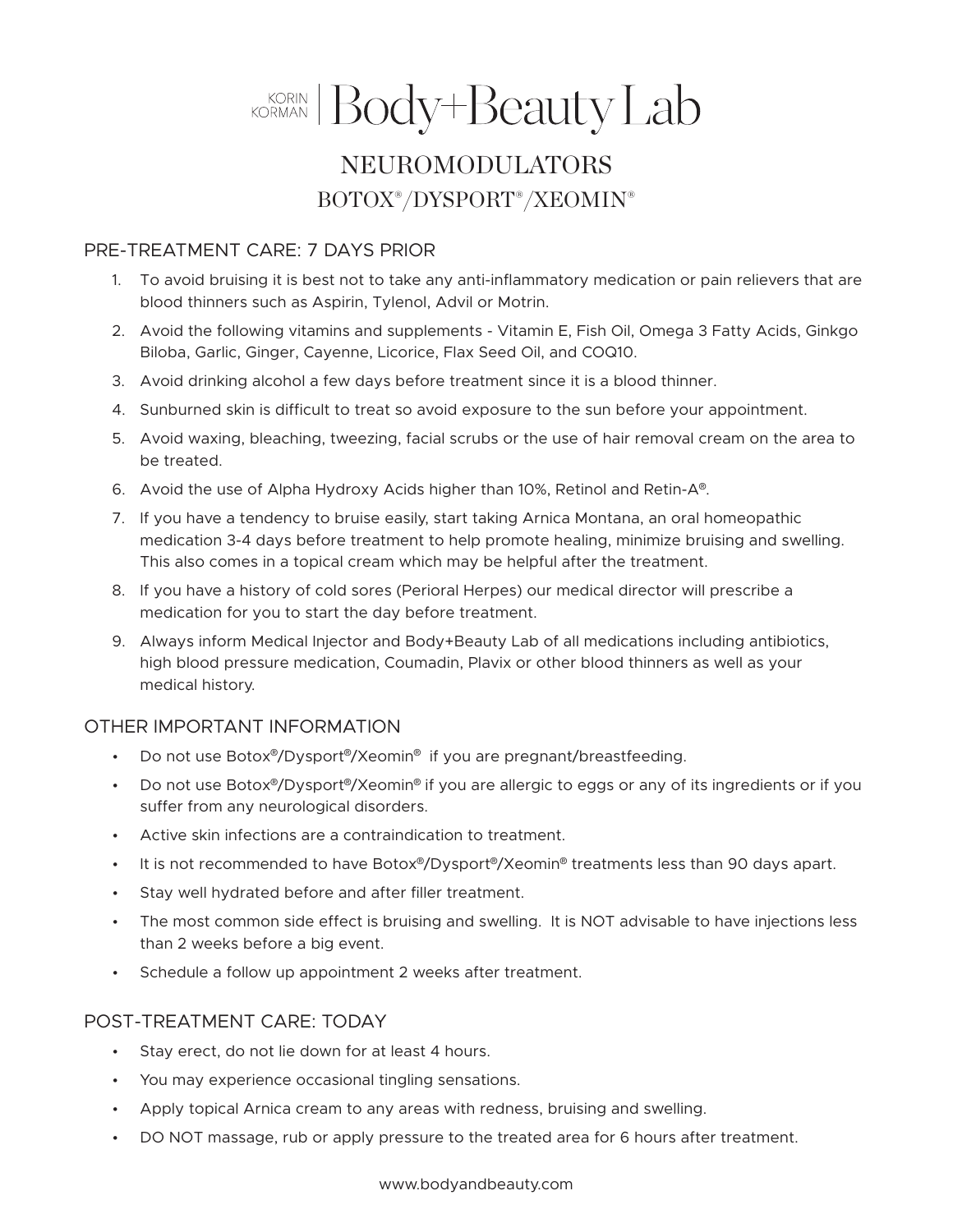# KORIN KORMAN | Body+Beauty Lab

## NEUROMODULATORS

## BOTOX®/DYSPORT®/XEOMIN®

### PRE-TREATMENT CARE: 7 DAYS PRIOR

1. To avoid bruising it is best not to take any anti-inflammatory medication or pain relievers that are blood thinners such as Aspirin, Tylenol, Advil or Motrin.
2. Avoid the following vitamins and supplements - Vitamin E, Fish Oil, Omega 3 Fatty Acids, Ginkgo Biloba, Garlic, Ginger, Cayenne, Licorice, Flax Seed Oil, and COQ10.
3. Avoid drinking alcohol a few days before treatment since it is a blood thinner.
4. Sunburned skin is difficult to treat so avoid exposure to the sun before your appointment.
5. Avoid waxing, bleaching, tweezing, facial scrubs or the use of hair removal cream on the area to be treated.
6. Avoid the use of Alpha Hydroxy Acids higher than 10%, Retinol and Retin-A®.
7. If you have a tendency to bruise easily, start taking Arnica Montana, an oral homeopathic medication 3-4 days before treatment to help promote healing, minimize bruising and swelling. This also comes in a topical cream which may be helpful after the treatment.
8. If you have a history of cold sores (Perioral Herpes) our medical director will prescribe a medication for you to start the day before treatment.
9. Always inform Medical Injector and Body+Beauty Lab of all medications including antibiotics, high blood pressure medication, Coumadin, Plavix or other blood thinners as well as your medical history.

### OTHER IMPORTANT INFORMATION

- Do not use Botox®/Dysport®/Xeomin® if you are pregnant/breastfeeding.
- Do not use Botox®/Dysport®/Xeomin® if you are allergic to eggs or any of its ingredients or if you suffer from any neurological disorders.
- Active skin infections are a contraindication to treatment.
- It is not recommended to have Botox®/Dysport®/Xeomin® treatments less than 90 days apart.
- Stay well hydrated before and after filler treatment.
- The most common side effect is bruising and swelling. It is NOT advisable to have injections less than 2 weeks before a big event.
- Schedule a follow up appointment 2 weeks after treatment.

### POST-TREATMENT CARE: TODAY

- Stay erect, do not lie down for at least 4 hours.
- You may experience occasional tingling sensations.
- Apply topical Arnica cream to any areas with redness, bruising and swelling.
- DO NOT massage, rub or apply pressure to the treated area for 6 hours after treatment.

www.bodyandbeauty.com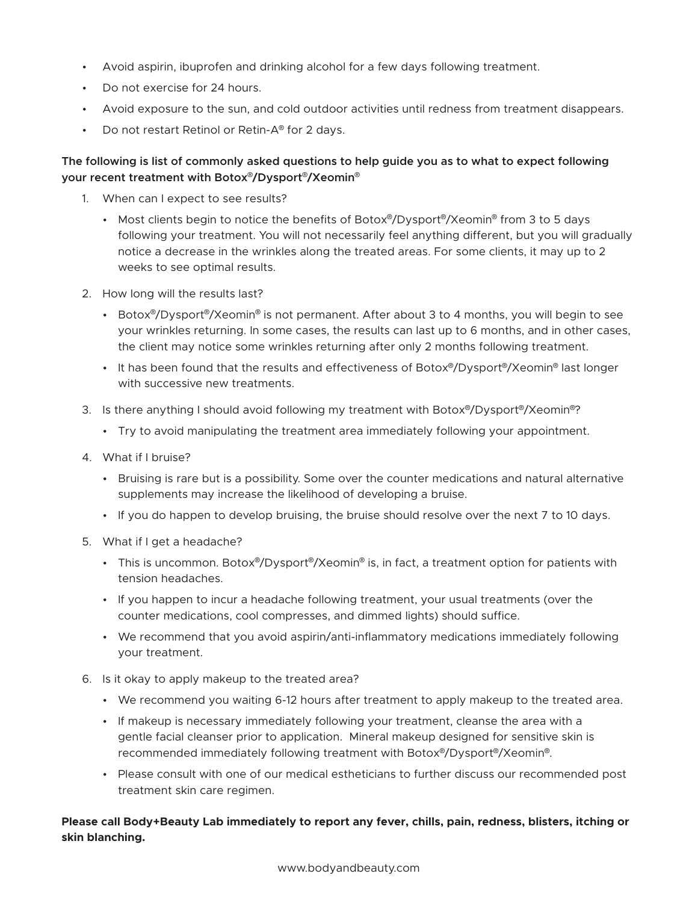- Avoid aspirin, ibuprofen and drinking alcohol for a few days following treatment.
- Do not exercise for 24 hours.
- Avoid exposure to the sun, and cold outdoor activities until redness from treatment disappears.
- Do not restart Retinol or Retin-A® for 2 days.

**The following is list of commonly asked questions to help guide you as to what to expect following your recent treatment with Botox®/Dysport®/Xeomin®**

1. When can I expect to see results?
   - Most clients begin to notice the benefits of Botox®/Dysport®/Xeomin® from 3 to 5 days following your treatment. You will not necessarily feel anything different, but you will gradually notice a decrease in the wrinkles along the treated areas. For some clients, it may up to 2 weeks to see optimal results.
2. How long will the results last?
   - Botox®/Dysport®/Xeomin® is not permanent. After about 3 to 4 months, you will begin to see your wrinkles returning. In some cases, the results can last up to 6 months, and in other cases, the client may notice some wrinkles returning after only 2 months following treatment.
   - It has been found that the results and effectiveness of Botox®/Dysport®/Xeomin® last longer with successive new treatments.
3. Is there anything I should avoid following my treatment with Botox®/Dysport®/Xeomin®?
   - Try to avoid manipulating the treatment area immediately following your appointment.
4. What if I bruise?
   - Bruising is rare but is a possibility. Some over the counter medications and natural alternative supplements may increase the likelihood of developing a bruise.
   - If you do happen to develop bruising, the bruise should resolve over the next 7 to 10 days.
5. What if I get a headache?
   - This is uncommon. Botox®/Dysport®/Xeomin® is, in fact, a treatment option for patients with tension headaches.
   - If you happen to incur a headache following treatment, your usual treatments (over the counter medications, cool compresses, and dimmed lights) should suffice.
   - We recommend that you avoid aspirin/anti-inflammatory medications immediately following your treatment.
6. Is it okay to apply makeup to the treated area?
   - We recommend you waiting 6-12 hours after treatment to apply makeup to the treated area.
   - If makeup is necessary immediately following your treatment, cleanse the area with a gentle facial cleanser prior to application. Mineral makeup designed for sensitive skin is recommended immediately following treatment with Botox®/Dysport®/Xeomin®.
   - Please consult with one of our medical estheticians to further discuss our recommended post treatment skin care regimen.

**Please call Body+Beauty Lab immediately to report any fever, chills, pain, redness, blisters, itching or skin blanching.**

www.bodyandbeauty.com